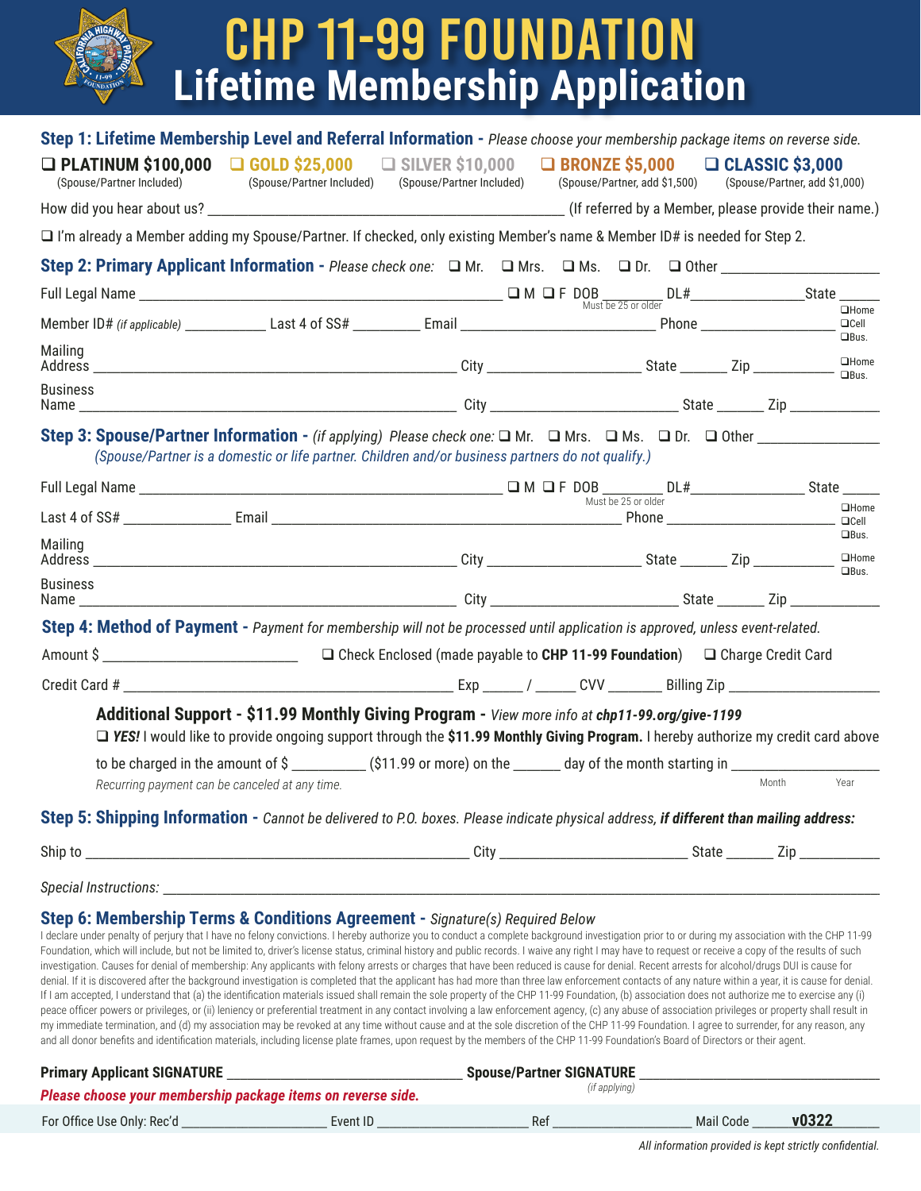# CHP 11-99 FOUNDATION
# Lifetime Membership Application

## Step 1: Lifetime Membership Level and Referral Information - *Please choose your membership package items on reverse side.*

❑ **PLATINUM $100,000** (Spouse/Partner Included) ❑ **GOLD $25,000** (Spouse/Partner Included) ❑ **SILVER $10,000** (Spouse/Partner Included) ❑ **BRONZE $5,000** (Spouse/Partner, add $1,500) ❑ **CLASSIC $3,000** (Spouse/Partner, add $1,000)

How did you hear about us? ______________________________ (If referred by a Member, please provide their name.)

❑ I'm already a Member adding my Spouse/Partner. If checked, only existing Member's name & Member ID# is needed for Step 2.

## Step 2: Primary Applicant Information - *Please check one:* ❑ Mr. ❑ Mrs. ❑ Ms. ❑ Dr. ❑ Other __________

Full Legal Name ______________________________ ❑ M ❑ F DOB ________ (Must be 25 or older) DL# __________ State ______

Member ID# *(if applicable)* __________ Last 4 of SS# ________ Email ____________________ Phone ______________ ❑Home ❑Cell ❑Bus.

Mailing Address ______________________________ City ______________ State ______ Zip __________ ❑Home ❑Bus.

Business Name ______________________________ City ______________ State ______ Zip __________

## Step 3: Spouse/Partner Information - *(if applying) Please check one:* ❑ Mr. ❑ Mrs. ❑ Ms. ❑ Dr. ❑ Other __________

*(Spouse/Partner is a domestic or life partner. Children and/or business partners do not qualify.)*

Full Legal Name ______________________________ ❑ M ❑ F DOB ________ (Must be 25 or older) DL# __________ State ______

Last 4 of SS# __________ Email ______________________________ Phone ______________ ❑Home ❑Cell ❑Bus.

Mailing Address ______________________________ City ______________ State ______ Zip __________ ❑Home ❑Bus.

Business Name ______________________________ City ______________ State ______ Zip __________

## Step 4: Method of Payment - *Payment for membership will not be processed until application is approved, unless event-related.*

Amount $ ______________ ❑ Check Enclosed (made payable to **CHP 11-99 Foundation**) ❑ Charge Credit Card

Credit Card # ______________________________ Exp _____ / _____ CVV _______ Billing Zip ______________

### Additional Support - $11.99 Monthly Giving Program - *View more info at **chp11-99.org/give-1199***

❑ ***YES!*** I would like to provide ongoing support through the **$11.99 Monthly Giving Program.** I hereby authorize my credit card above to be charged in the amount of $ _________ ($11.99 or more) on the ______ day of the month starting in ________ (Month) ________ (Year)

*Recurring payment can be canceled at any time.*

## Step 5: Shipping Information - *Cannot be delivered to P.O. boxes. Please indicate physical address, **if different than mailing address:***

Ship to ______________________________ City ______________ State ______ Zip __________

*Special Instructions:* ______________________________________________________________

## Step 6: Membership Terms & Conditions Agreement - *Signature(s) Required Below*

I declare under penalty of perjury that I have no felony convictions. I hereby authorize you to conduct a complete background investigation prior to or during my association with the CHP 11-99 Foundation, which will include, but not be limited to, driver's license status, criminal history and public records. I waive any right I may have to request or receive a copy of the results of such investigation. Causes for denial of membership: Any applicants with felony arrests or charges that have been reduced is cause for denial. Recent arrests for alcohol/drugs DUI is cause for denial. If it is discovered after the background investigation is completed that the applicant has had more than three law enforcement contacts of any nature within a year, it is cause for denial. If I am accepted, I understand that (a) the identification materials issued shall remain the sole property of the CHP 11-99 Foundation, (b) association does not authorize me to exercise any (i) peace officer powers or privileges, or (ii) leniency or preferential treatment in any contact involving a law enforcement agency, (c) any abuse of association privileges or property shall result in my immediate termination, and (d) my association may be revoked at any time without cause and at the sole discretion of the CHP 11-99 Foundation. I agree to surrender, for any reason, any and all donor benefits and identification materials, including license plate frames, upon request by the members of the CHP 11-99 Foundation's Board of Directors or their agent.

**Primary Applicant SIGNATURE** ______________________ **Spouse/Partner SIGNATURE** ______________________ *(if applying)*

***Please choose your membership package items on reverse side.***

For Office Use Only: Rec'd ______________ Event ID ______________ Ref ______________ Mail Code **v0322**

*All information provided is kept strictly confidential.*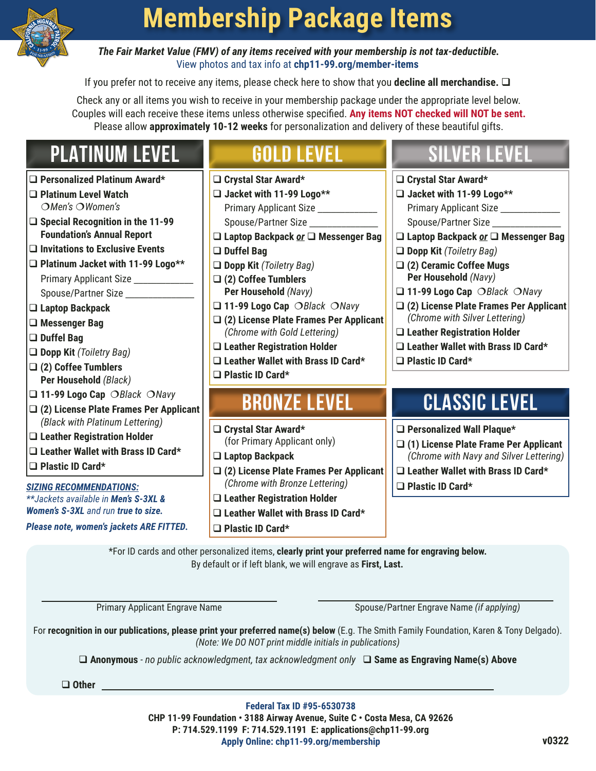# Membership Package Items

***The Fair Market Value (FMV) of any items received with your membership is not tax-deductible.***
View photos and tax info at **chp11-99.org/member-items**

If you prefer not to receive any items, please check here to show that you **decline all merchandise.** ❑

Check any or all items you wish to receive in your membership package under the appropriate level below.
Couples will each receive these items unless otherwise specified. **Any items NOT checked will NOT be sent.**
Please allow **approximately 10-12 weeks** for personalization and delivery of these beautiful gifts.

## PLATINUM LEVEL

- ❑ **Personalized Platinum Award***
- ❑ **Platinum Level Watch**
  ❍ *Men's* ❍ *Women's*
- ❑ **Special Recognition in the 11-99 Foundation's Annual Report**
- ❑ **Invitations to Exclusive Events**
- ❑ **Platinum Jacket with 11-99 Logo****
  Primary Applicant Size ____________
  Spouse/Partner Size ______________
- ❑ **Laptop Backpack**
- ❑ **Messenger Bag**
- ❑ **Duffel Bag**
- ❑ **Dopp Kit** *(Toiletry Bag)*
- ❑ **(2) Coffee Tumblers Per Household** *(Black)*
- ❑ **11-99 Logo Cap** ❍ *Black* ❍ *Navy*
- ❑ **(2) License Plate Frames Per Applicant** *(Black with Platinum Lettering)*
- ❑ **Leather Registration Holder**
- ❑ **Leather Wallet with Brass ID Card***
- ❑ **Plastic ID Card***

***SIZING RECOMMENDATIONS:***
*\*\*Jackets available in **Men's S-3XL** & **Women's S-3XL** and run **true to size.***

***Please note, women's jackets ARE FITTED.***

## GOLD LEVEL

- ❑ **Crystal Star Award***
- ❑ **Jacket with 11-99 Logo****
  Primary Applicant Size ____________
  Spouse/Partner Size ______________
- ❑ **Laptop Backpack *or*** ❑ **Messenger Bag**
- ❑ **Duffel Bag**
- ❑ **Dopp Kit** *(Toiletry Bag)*
- ❑ **(2) Coffee Tumblers Per Household** *(Navy)*
- ❑ **11-99 Logo Cap** ❍ *Black* ❍ *Navy*
- ❑ **(2) License Plate Frames Per Applicant** *(Chrome with Gold Lettering)*
- ❑ **Leather Registration Holder**
- ❑ **Leather Wallet with Brass ID Card***
- ❑ **Plastic ID Card***

## BRONZE LEVEL

- ❑ **Crystal Star Award***
  (for Primary Applicant only)
- ❑ **Laptop Backpack**
- ❑ **(2) License Plate Frames Per Applicant** *(Chrome with Bronze Lettering)*
- ❑ **Leather Registration Holder**
- ❑ **Leather Wallet with Brass ID Card***
- ❑ **Plastic ID Card***

## SILVER LEVEL

- ❑ **Crystal Star Award***
- ❑ **Jacket with 11-99 Logo****
  Primary Applicant Size ____________
  Spouse/Partner Size ______________
- ❑ **Laptop Backpack *or*** ❑ **Messenger Bag**
- ❑ **Dopp Kit** *(Toiletry Bag)*
- ❑ **(2) Ceramic Coffee Mugs Per Household** *(Navy)*
- ❑ **11-99 Logo Cap** ❍ *Black* ❍ *Navy*
- ❑ **(2) License Plate Frames Per Applicant** *(Chrome with Silver Lettering)*
- ❑ **Leather Registration Holder**
- ❑ **Leather Wallet with Brass ID Card***
- ❑ **Plastic ID Card***

## CLASSIC LEVEL

- ❑ **Personalized Wall Plaque***
- ❑ **(1) License Plate Frame Per Applicant** *(Chrome with Navy and Silver Lettering)*
- ❑ **Leather Wallet with Brass ID Card***
- ❑ **Plastic ID Card***

*For ID cards and other personalized items, **clearly print your preferred name for engraving below.**
By default or if left blank, we will engrave as **First, Last.**

______________________________ Primary Applicant Engrave Name

______________________________ Spouse/Partner Engrave Name *(if applying)*

For **recognition in our publications, please print your preferred name(s) below** (E.g. The Smith Family Foundation, Karen & Tony Delgado).
*(Note: We DO NOT print middle initials in publications)*

❑ **Anonymous** - *no public acknowledgment, tax acknowledgment only* ❑ **Same as Engraving Name(s) Above**

❑ **Other** ______________________________

**Federal Tax ID #95-6530738**
**CHP 11-99 Foundation • 3188 Airway Avenue, Suite C • Costa Mesa, CA 92626**
**P: 714.529.1199 F: 714.529.1191 E: applications@chp11-99.org**
**Apply Online: chp11-99.org/membership**

v0322